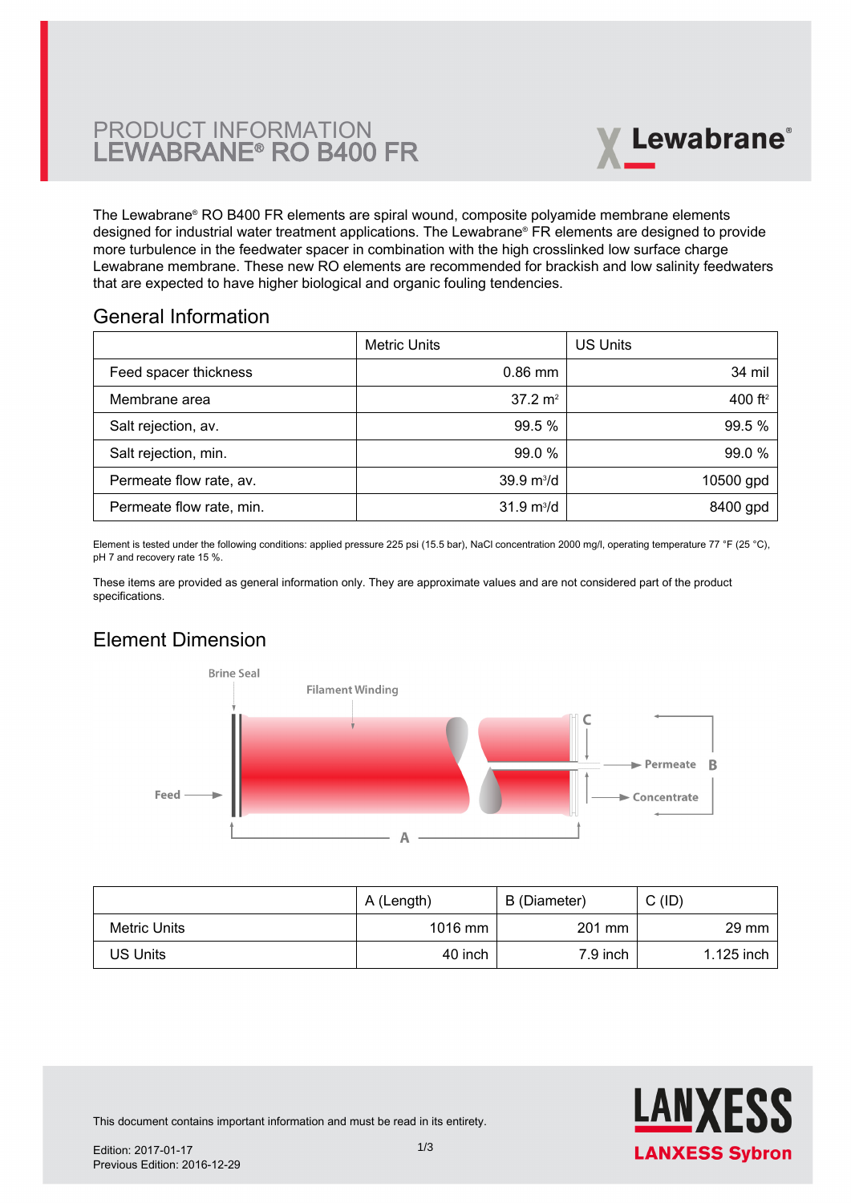# PRODUCT INFORMATION
# LEWABRANE® RO B400 FR

The Lewabrane® RO B400 FR elements are spiral wound, composite polyamide membrane elements designed for industrial water treatment applications. The Lewabrane® FR elements are designed to provide more turbulence in the feedwater spacer in combination with the high crosslinked low surface charge Lewabrane membrane. These new RO elements are recommended for brackish and low salinity feedwaters that are expected to have higher biological and organic fouling tendencies.

## General Information

| | Metric Units | US Units |
|---|---|---|
| Feed spacer thickness | 0.86 mm | 34 mil |
| Membrane area | 37.2 $m^2$ | 400 $ft^2$ |
| Salt rejection, av. | 99.5 % | 99.5 % |
| Salt rejection, min. | 99.0 % | 99.0 % |
| Permeate flow rate, av. | 39.9 $m^3/d$ | 10500 gpd |
| Permeate flow rate, min. | 31.9 $m^3/d$ | 8400 gpd |

Element is tested under the following conditions: applied pressure 225 psi (15.5 bar), NaCl concentration 2000 mg/l, operating temperature 77 °F (25 °C), pH 7 and recovery rate 15 %.

These items are provided as general information only. They are approximate values and are not considered part of the product specifications.

## Element Dimension

Brine Seal, Filament Winding, Feed, Permeate, Concentrate, A, B, C

| | A (Length) | B (Diameter) | C (ID) |
|---|---|---|---|
| Metric Units | 1016 mm | 201 mm | 29 mm |
| US Units | 40 inch | 7.9 inch | 1.125 inch |

This document contains important information and must be read in its entirety.

Edition: 2017-01-17
Previous Edition: 2016-12-29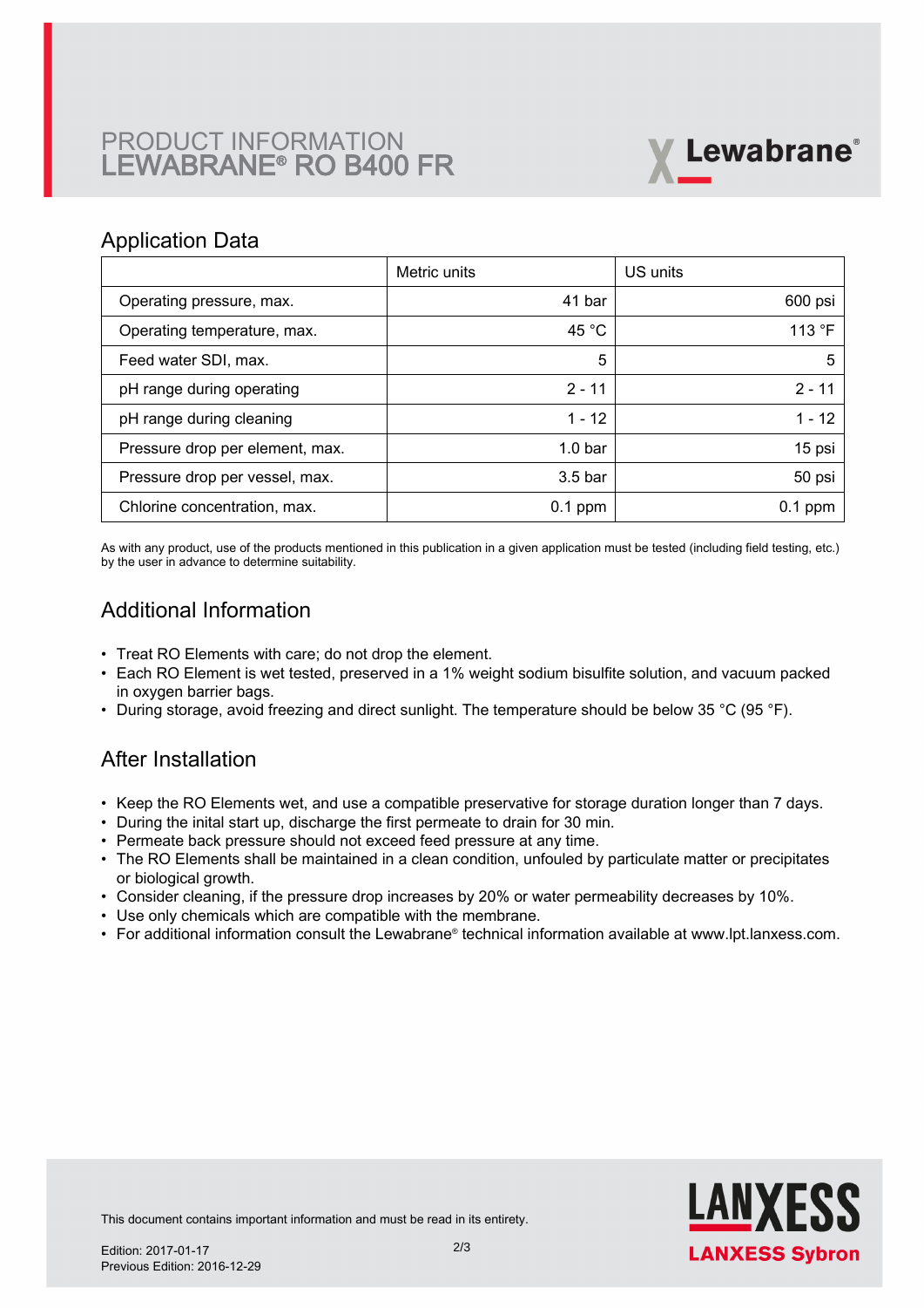# PRODUCT INFORMATION
# LEWABRANE® RO B400 FR

## Application Data

| | Metric units | US units |
|---|---|---|
| Operating pressure, max. | 41 bar | 600 psi |
| Operating temperature, max. | 45 °C | 113 °F |
| Feed water SDI, max. | 5 | 5 |
| pH range during operating | 2 - 11 | 2 - 11 |
| pH range during cleaning | 1 - 12 | 1 - 12 |
| Pressure drop per element, max. | 1.0 bar | 15 psi |
| Pressure drop per vessel, max. | 3.5 bar | 50 psi |
| Chlorine concentration, max. | 0.1 ppm | 0.1 ppm |

As with any product, use of the products mentioned in this publication in a given application must be tested (including field testing, etc.) by the user in advance to determine suitability.

## Additional Information

- Treat RO Elements with care; do not drop the element.
- Each RO Element is wet tested, preserved in a 1% weight sodium bisulfite solution, and vacuum packed in oxygen barrier bags.
- During storage, avoid freezing and direct sunlight. The temperature should be below 35 °C (95 °F).

## After Installation

- Keep the RO Elements wet, and use a compatible preservative for storage duration longer than 7 days.
- During the inital start up, discharge the first permeate to drain for 30 min.
- Permeate back pressure should not exceed feed pressure at any time.
- The RO Elements shall be maintained in a clean condition, unfouled by particulate matter or precipitates or biological growth.
- Consider cleaning, if the pressure drop increases by 20% or water permeability decreases by 10%.
- Use only chemicals which are compatible with the membrane.
- For additional information consult the Lewabrane® technical information available at www.lpt.lanxess.com.

This document contains important information and must be read in its entirety.

Edition: 2017-01-17
Previous Edition: 2016-12-29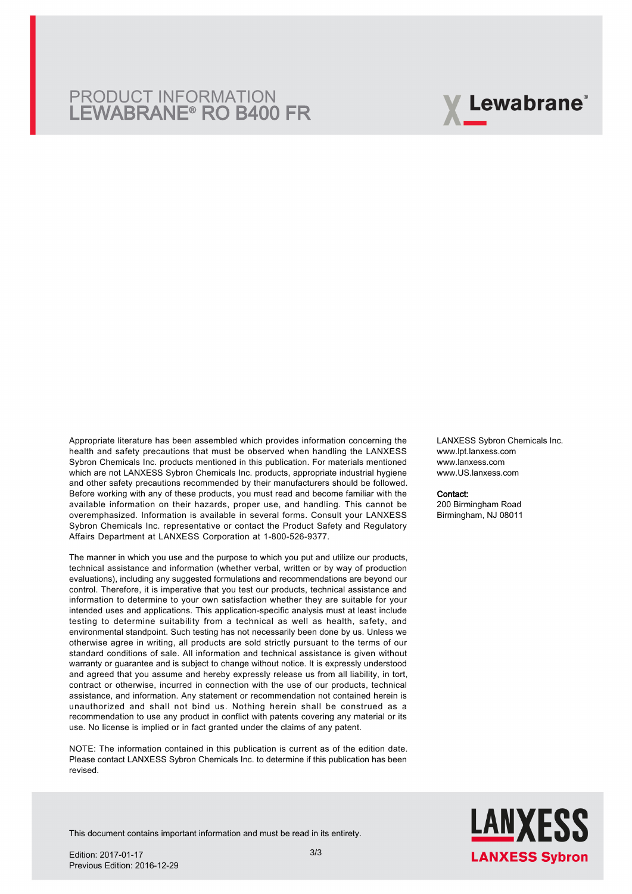Appropriate literature has been assembled which provides information concerning the health and safety precautions that must be observed when handling the LANXESS Sybron Chemicals Inc. products mentioned in this publication. For materials mentioned which are not LANXESS Sybron Chemicals Inc. products, appropriate industrial hygiene and other safety precautions recommended by their manufacturers should be followed. Before working with any of these products, you must read and become familiar with the available information on their hazards, proper use, and handling. This cannot be overemphasized. Information is available in several forms. Consult your LANXESS Sybron Chemicals Inc. representative or contact the Product Safety and Regulatory Affairs Department at LANXESS Corporation at 1-800-526-9377.

The manner in which you use and the purpose to which you put and utilize our products, technical assistance and information (whether verbal, written or by way of production evaluations), including any suggested formulations and recommendations are beyond our control. Therefore, it is imperative that you test our products, technical assistance and information to determine to your own satisfaction whether they are suitable for your intended uses and applications. This application-specific analysis must at least include testing to determine suitability from a technical as well as health, safety, and environmental standpoint. Such testing has not necessarily been done by us. Unless we otherwise agree in writing, all products are sold strictly pursuant to the terms of our standard conditions of sale. All information and technical assistance is given without warranty or guarantee and is subject to change without notice. It is expressly understood and agreed that you assume and hereby expressly release us from all liability, in tort, contract or otherwise, incurred in connection with the use of our products, technical assistance, and information. Any statement or recommendation not contained herein is unauthorized and shall not bind us. Nothing herein shall be construed as a recommendation to use any product in conflict with patents covering any material or its use. No license is implied or in fact granted under the claims of any patent.

NOTE: The information contained in this publication is current as of the edition date. Please contact LANXESS Sybron Chemicals Inc. to determine if this publication has been revised.

LANXESS Sybron Chemicals Inc.
www.lpt.lanxess.com
www.lanxess.com
www.US.lanxess.com

**Contact:**
200 Birmingham Road
Birmingham, NJ 08011

This document contains important information and must be read in its entirety.

Edition: 2017-01-17
Previous Edition: 2016-12-29